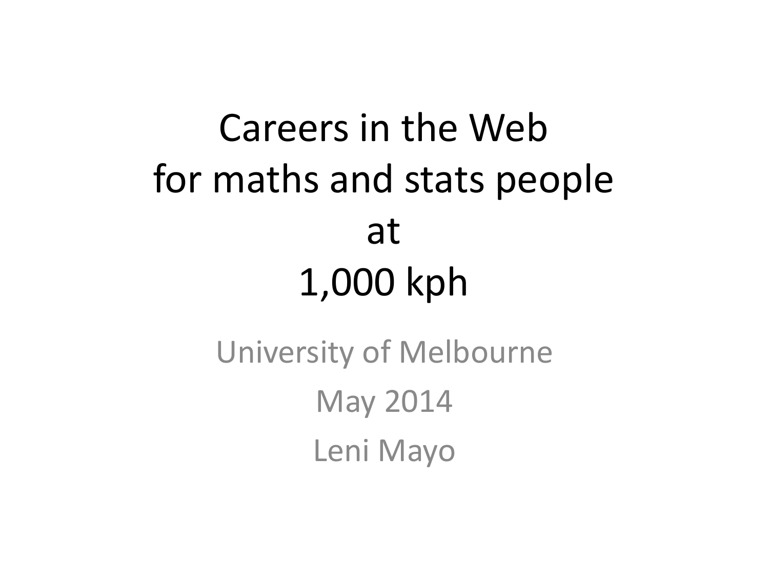# Careers in the Web for maths and stats people at 1,000 kph

University of Melbourne

May 2014

Leni Mayo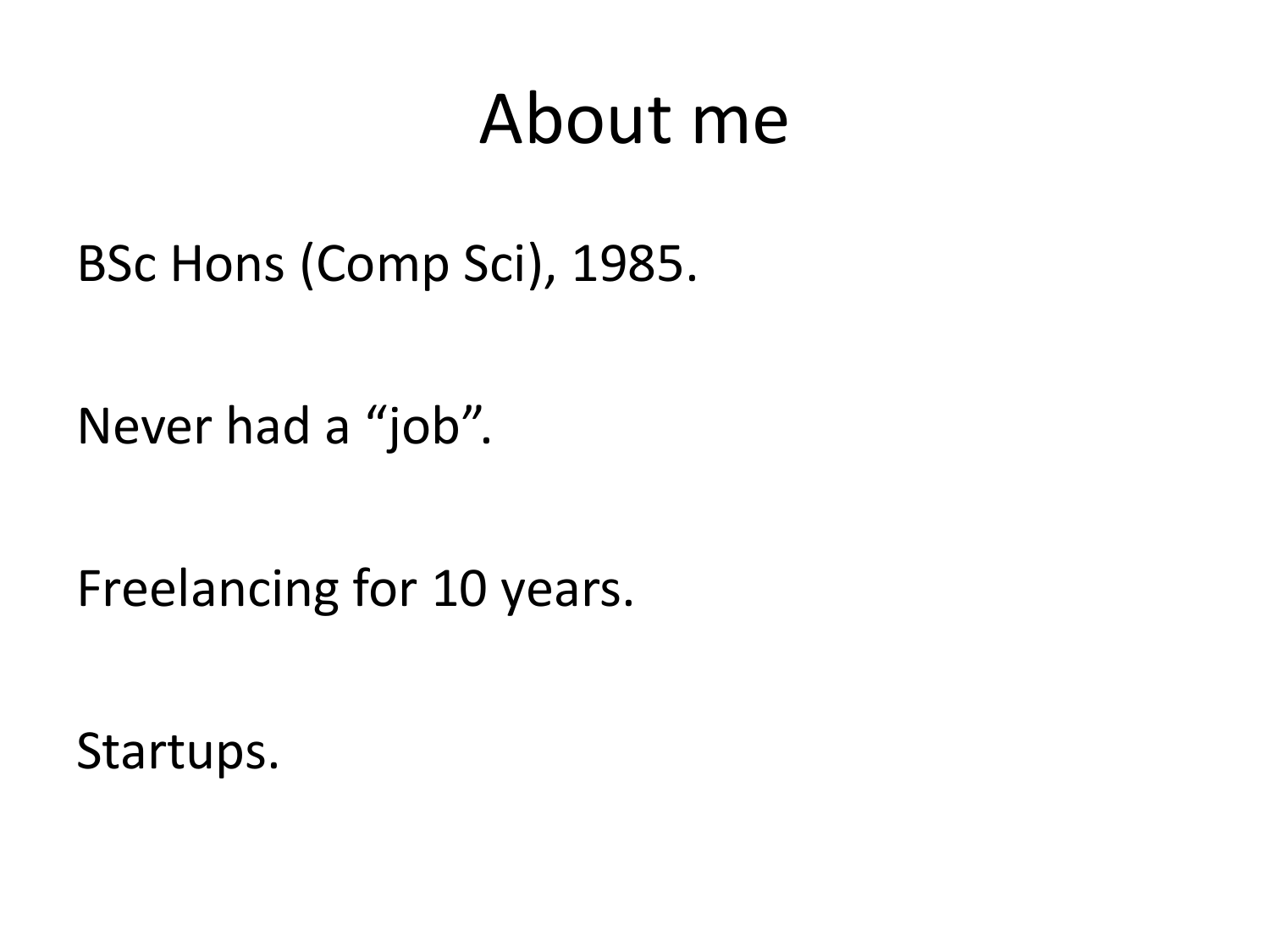# About me

BSc Hons (Comp Sci), 1985.

Never had a “job”.

Freelancing for 10 years.

Startups.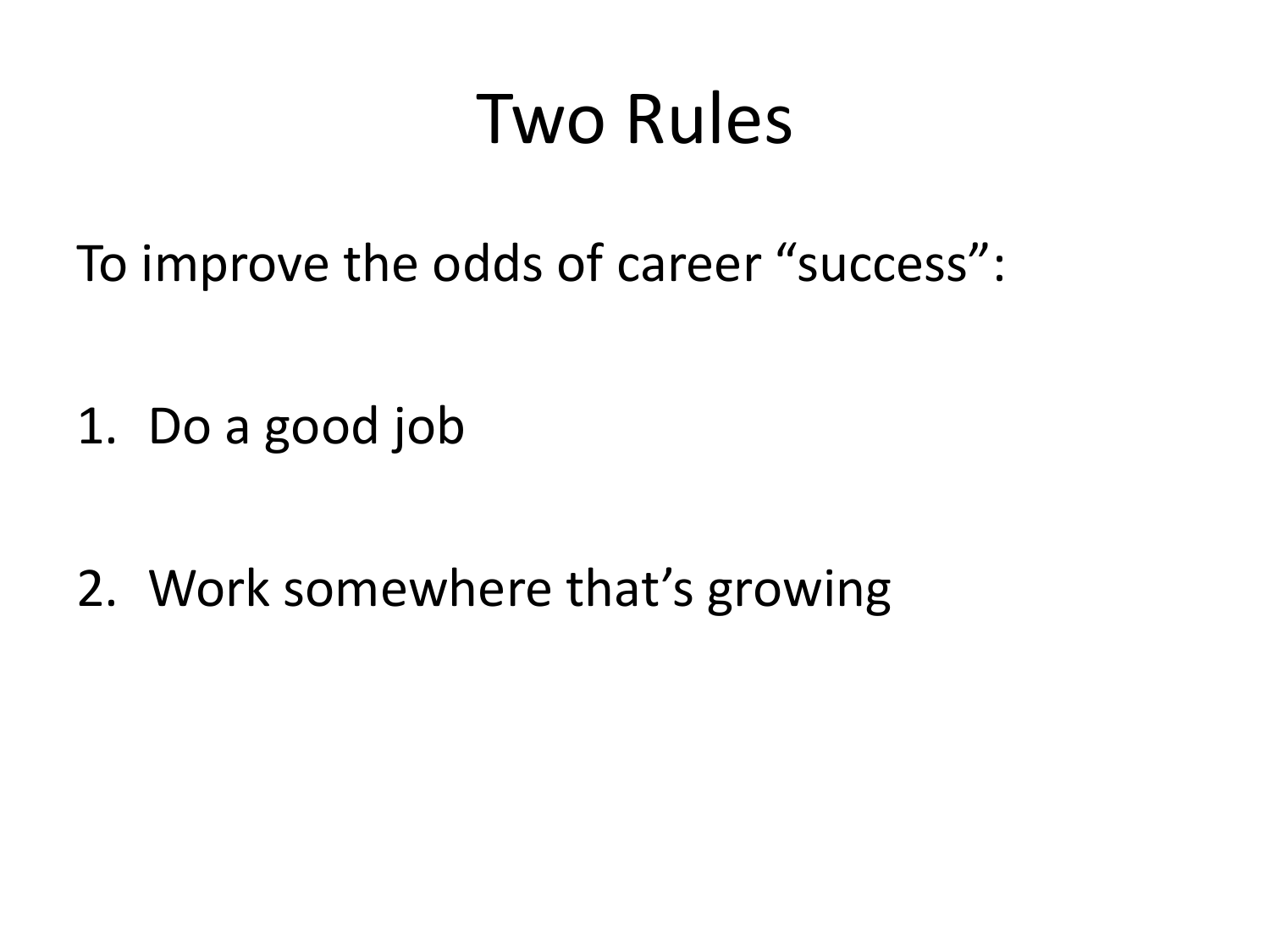# Two Rules

To improve the odds of career "success":

1. Do a good job

2. Work somewhere that's growing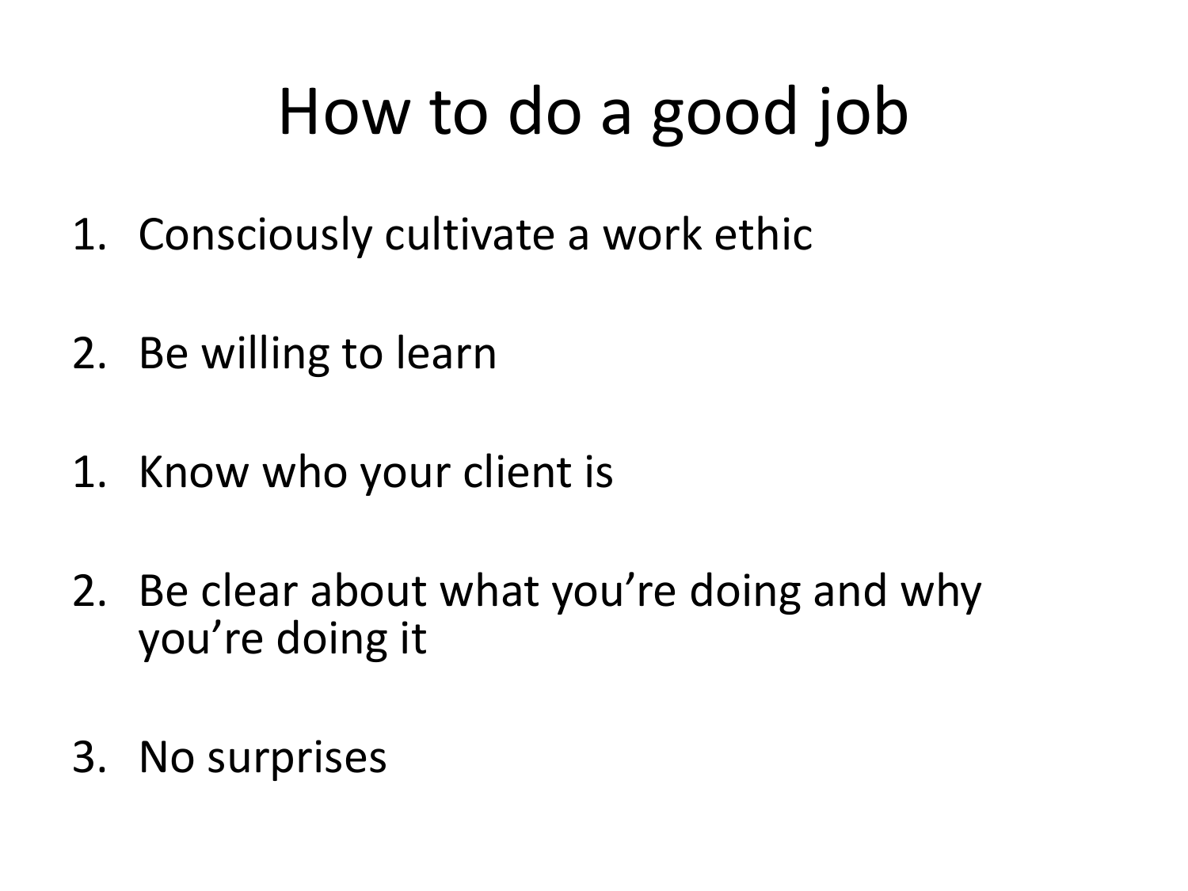# How to do a good job

1. Consciously cultivate a work ethic

2. Be willing to learn

1. Know who your client is

2. Be clear about what you're doing and why you're doing it

3. No surprises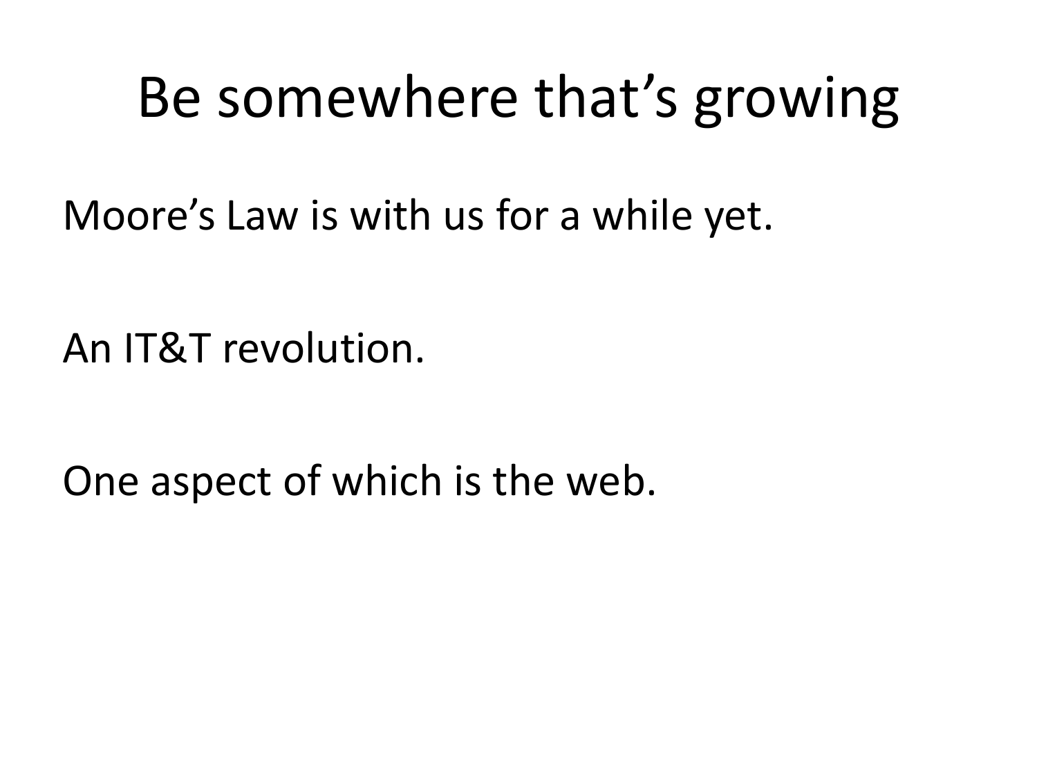# Be somewhere that's growing

Moore's Law is with us for a while yet.

An IT&T revolution.

One aspect of which is the web.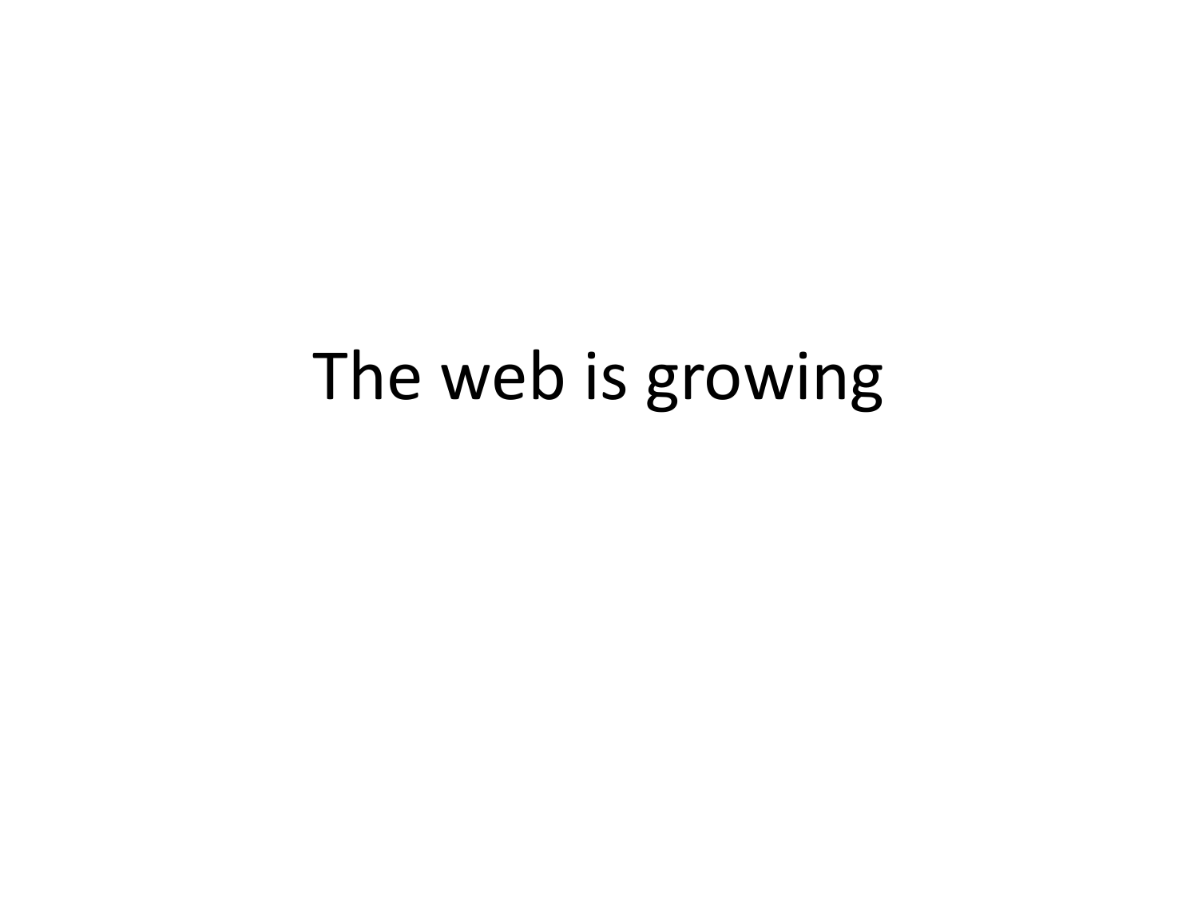# The web is growing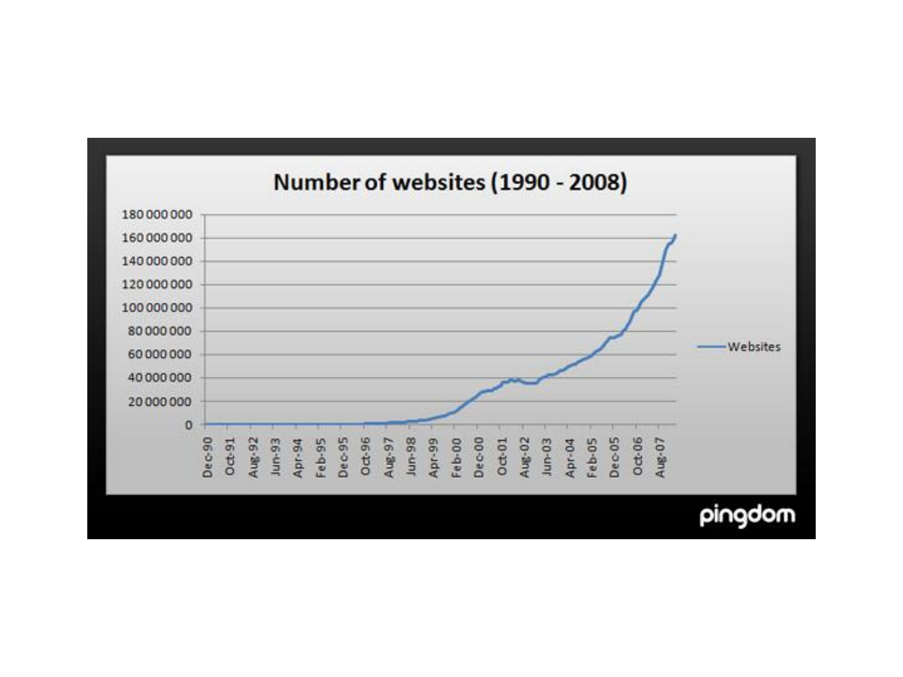# Number of websites (1990 - 2008)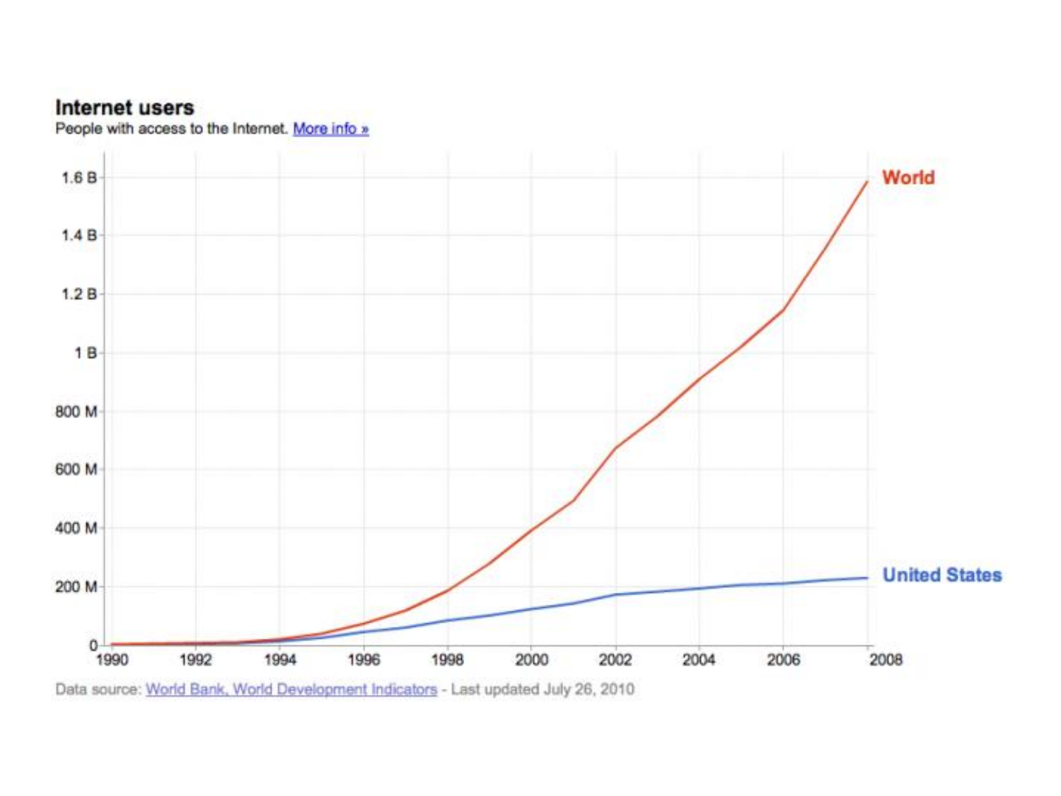## Internet users

People with access to the Internet. More info »

| | 1990 | 1992 | 1994 | 1996 | 1998 | 2000 | 2002 | 2004 | 2006 | 2008 |
|---|---|---|---|---|---|---|---|---|---|---|

Y-axis: 0, 200 M, 400 M, 600 M, 800 M, 1 B, 1.2 B, 1.4 B, 1.6 B

Series: World, United States

Data source: World Bank, World Development Indicators - Last updated July 26, 2010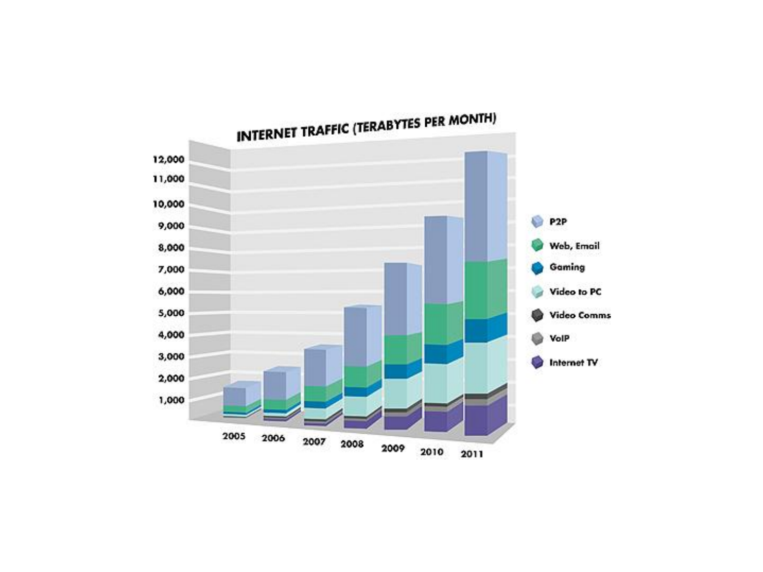## INTERNET TRAFFIC (TERABYTES PER MONTH)

12,000
11,000
10,000
9,000
8,000
7,000
6,000
5,000
4,000
3,000
2,000
1,000

2005 2006 2007 2008 2009 2010 2011

- P2P
- Web, Email
- Gaming
- Video to PC
- Video Comms
- VoIP
- Internet TV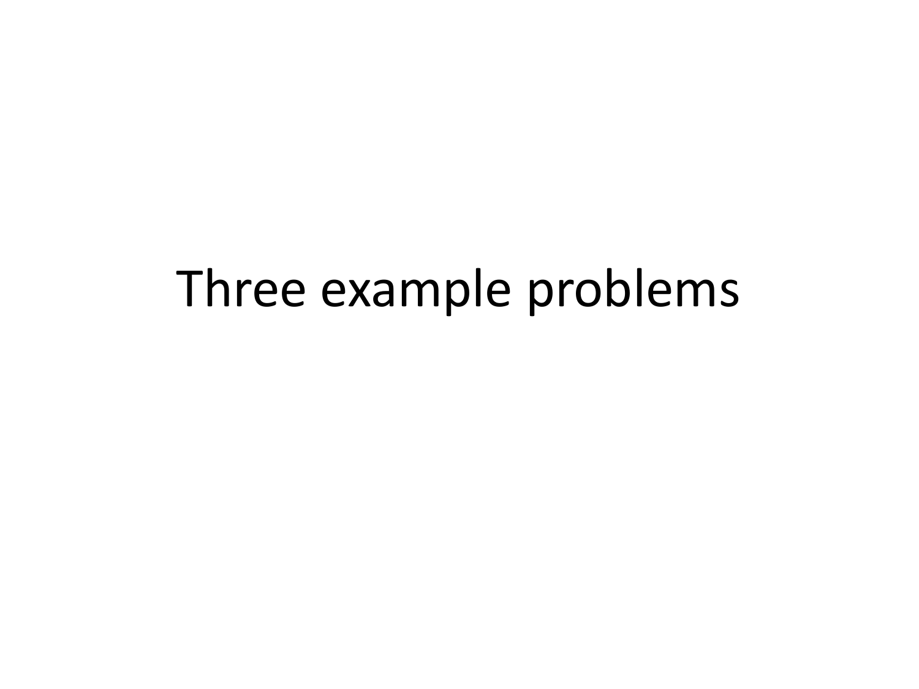# Three example problems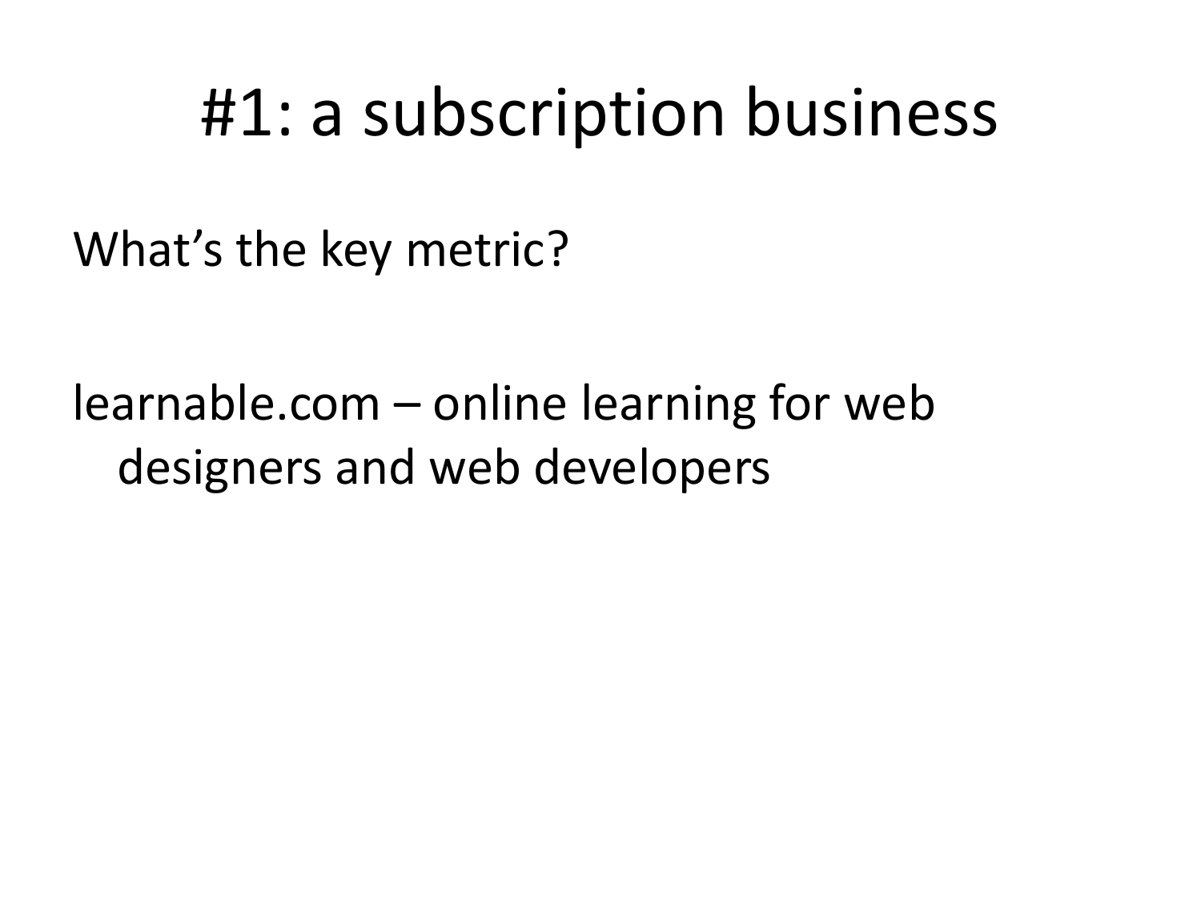# #1: a subscription business

What's the key metric?

learnable.com – online learning for web designers and web developers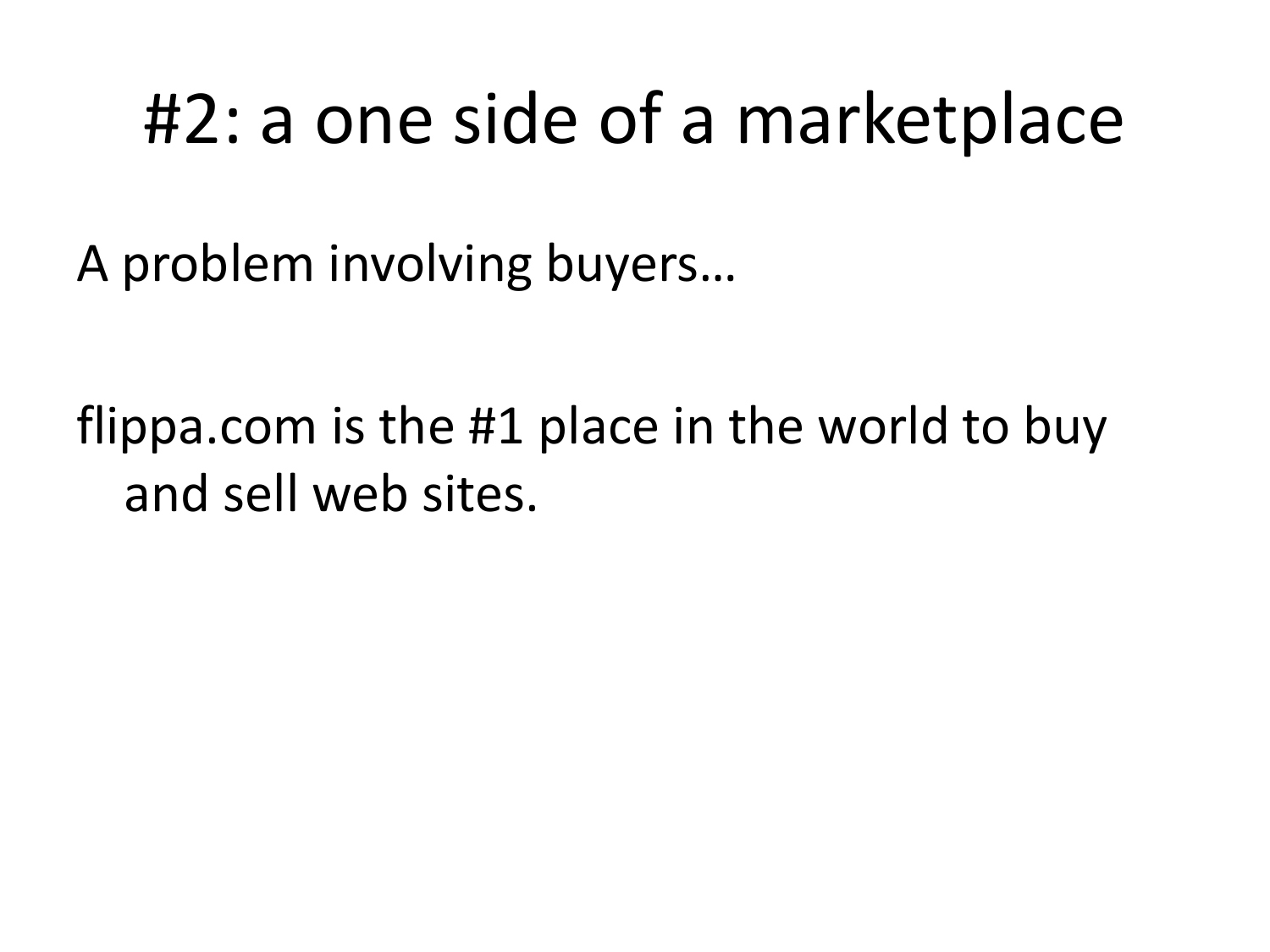# #2: a one side of a marketplace

A problem involving buyers…

flippa.com is the #1 place in the world to buy and sell web sites.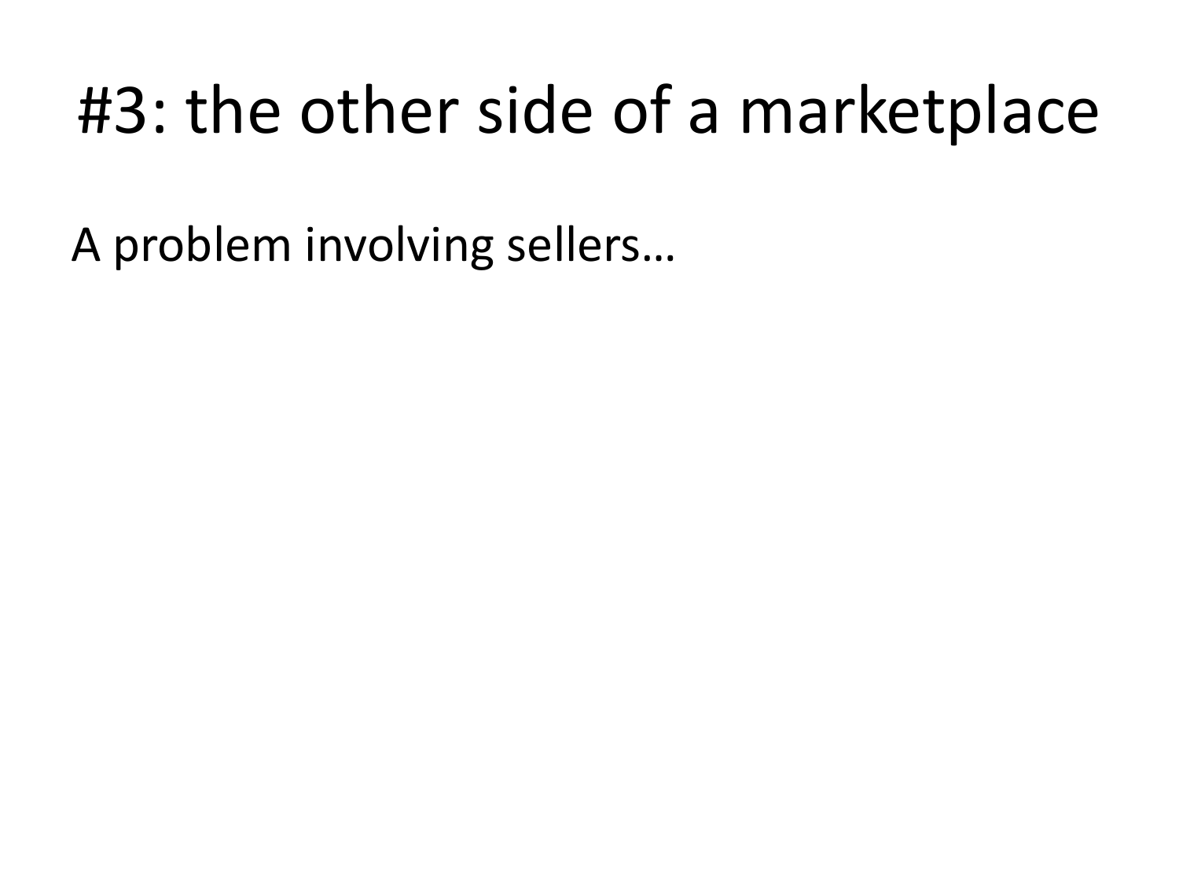# #3: the other side of a marketplace

A problem involving sellers…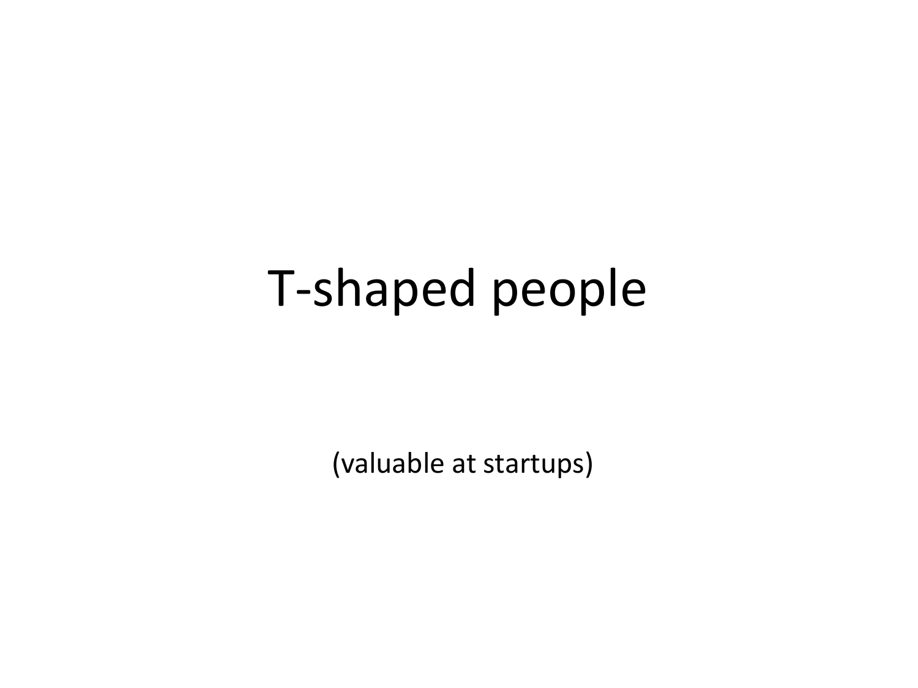# T-shaped people

(valuable at startups)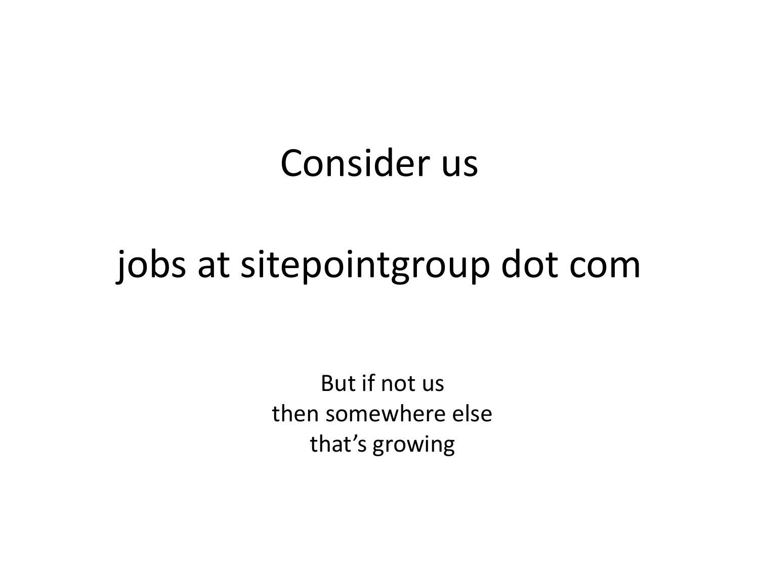# Consider us

# jobs at sitepointgroup dot com

But if not us
then somewhere else
that's growing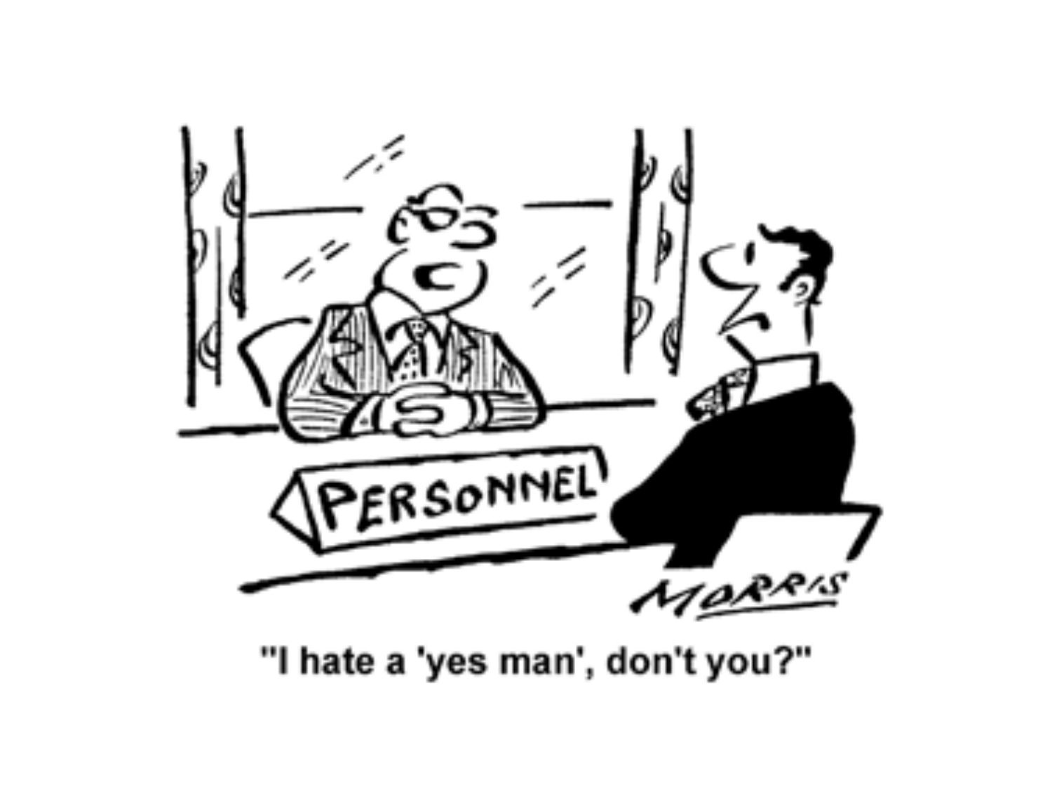"I hate a 'yes man', don't you?"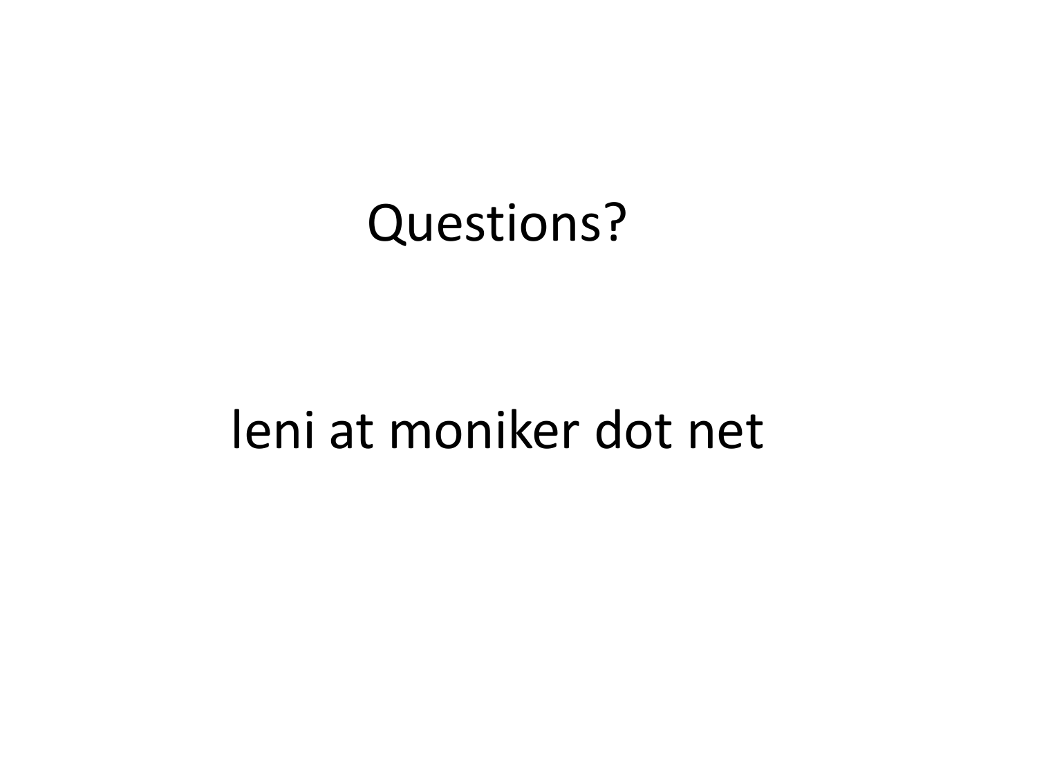Questions?

leni at moniker dot net